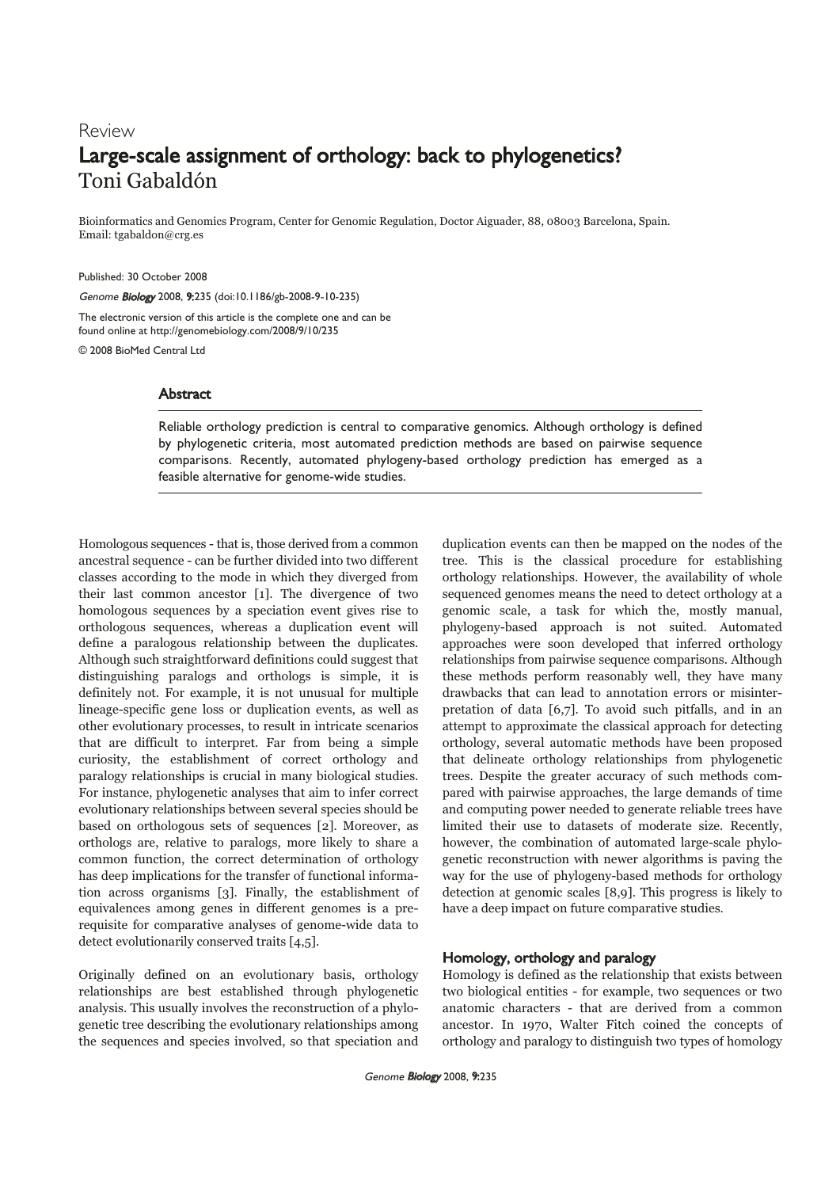Review

# Large-scale assignment of orthology: back to phylogenetics?

Toni Gabaldón

Bioinformatics and Genomics Program, Center for Genomic Regulation, Doctor Aiguader, 88, 08003 Barcelona, Spain.
Email: tgabaldon@crg.es

Published: 30 October 2008

*Genome Biology* 2008, **9**:235 (doi:10.1186/gb-2008-9-10-235)

The electronic version of this article is the complete one and can be found online at http://genomebiology.com/2008/9/10/235

© 2008 BioMed Central Ltd

## Abstract

Reliable orthology prediction is central to comparative genomics. Although orthology is defined by phylogenetic criteria, most automated prediction methods are based on pairwise sequence comparisons. Recently, automated phylogeny-based orthology prediction has emerged as a feasible alternative for genome-wide studies.

Homologous sequences - that is, those derived from a common ancestral sequence - can be further divided into two different classes according to the mode in which they diverged from their last common ancestor [1]. The divergence of two homologous sequences by a speciation event gives rise to orthologous sequences, whereas a duplication event will define a paralogous relationship between the duplicates. Although such straightforward definitions could suggest that distinguishing paralogs and orthologs is simple, it is definitely not. For example, it is not unusual for multiple lineage-specific gene loss or duplication events, as well as other evolutionary processes, to result in intricate scenarios that are difficult to interpret. Far from being a simple curiosity, the establishment of correct orthology and paralogy relationships is crucial in many biological studies. For instance, phylogenetic analyses that aim to infer correct evolutionary relationships between several species should be based on orthologous sets of sequences [2]. Moreover, as orthologs are, relative to paralogs, more likely to share a common function, the correct determination of orthology has deep implications for the transfer of functional information across organisms [3]. Finally, the establishment of equivalences among genes in different genomes is a prerequisite for comparative analyses of genome-wide data to detect evolutionarily conserved traits [4,5].

Originally defined on an evolutionary basis, orthology relationships are best established through phylogenetic analysis. This usually involves the reconstruction of a phylogenetic tree describing the evolutionary relationships among the sequences and species involved, so that speciation and duplication events can then be mapped on the nodes of the tree. This is the classical procedure for establishing orthology relationships. However, the availability of whole sequenced genomes means the need to detect orthology at a genomic scale, a task for which the, mostly manual, phylogeny-based approach is not suited. Automated approaches were soon developed that inferred orthology relationships from pairwise sequence comparisons. Although these methods perform reasonably well, they have many drawbacks that can lead to annotation errors or misinterpretation of data [6,7]. To avoid such pitfalls, and in an attempt to approximate the classical approach for detecting orthology, several automatic methods have been proposed that delineate orthology relationships from phylogenetic trees. Despite the greater accuracy of such methods compared with pairwise approaches, the large demands of time and computing power needed to generate reliable trees have limited their use to datasets of moderate size. Recently, however, the combination of automated large-scale phylogenetic reconstruction with newer algorithms is paving the way for the use of phylogeny-based methods for orthology detection at genomic scales [8,9]. This progress is likely to have a deep impact on future comparative studies.

## Homology, orthology and paralogy

Homology is defined as the relationship that exists between two biological entities - for example, two sequences or two anatomic characters - that are derived from a common ancestor. In 1970, Walter Fitch coined the concepts of orthology and paralogy to distinguish two types of homology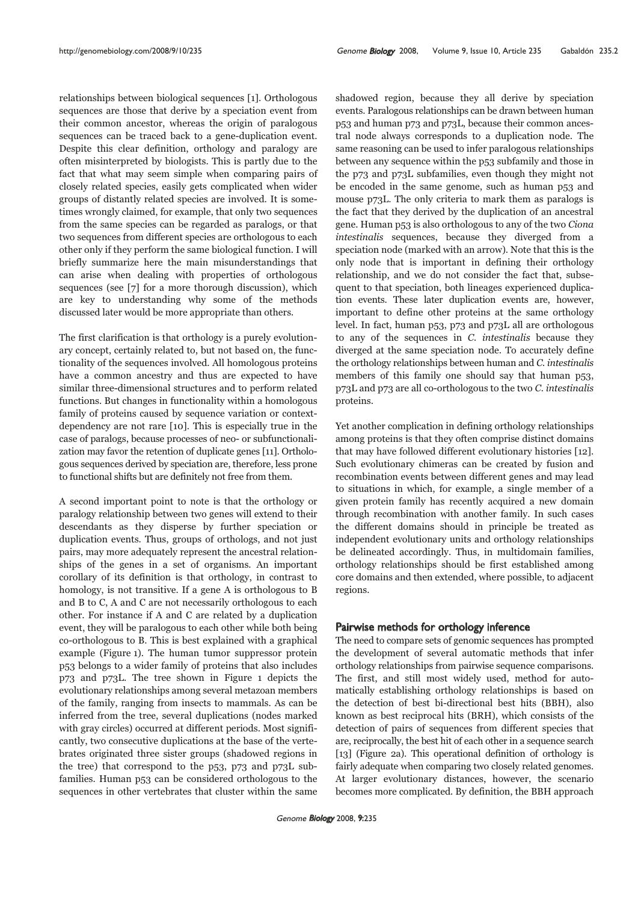relationships between biological sequences [1]. Orthologous sequences are those that derive by a speciation event from their common ancestor, whereas the origin of paralogous sequences can be traced back to a gene-duplication event. Despite this clear definition, orthology and paralogy are often misinterpreted by biologists. This is partly due to the fact that what may seem simple when comparing pairs of closely related species, easily gets complicated when wider groups of distantly related species are involved. It is sometimes wrongly claimed, for example, that only two sequences from the same species can be regarded as paralogs, or that two sequences from different species are orthologous to each other only if they perform the same biological function. I will briefly summarize here the main misunderstandings that can arise when dealing with properties of orthologous sequences (see [7] for a more thorough discussion), which are key to understanding why some of the methods discussed later would be more appropriate than others.

The first clarification is that orthology is a purely evolutionary concept, certainly related to, but not based on, the functionality of the sequences involved. All homologous proteins have a common ancestry and thus are expected to have similar three-dimensional structures and to perform related functions. But changes in functionality within a homologous family of proteins caused by sequence variation or context-dependency are not rare [10]. This is especially true in the case of paralogs, because processes of neo- or subfunctionalization may favor the retention of duplicate genes [11]. Orthologous sequences derived by speciation are, therefore, less prone to functional shifts but are definitely not free from them.

A second important point to note is that the orthology or paralogy relationship between two genes will extend to their descendants as they disperse by further speciation or duplication events. Thus, groups of orthologs, and not just pairs, may more adequately represent the ancestral relationships of the genes in a set of organisms. An important corollary of its definition is that orthology, in contrast to homology, is not transitive. If a gene A is orthologous to B and B to C, A and C are not necessarily orthologous to each other. For instance if A and C are related by a duplication event, they will be paralogous to each other while both being co-orthologous to B. This is best explained with a graphical example (Figure 1). The human tumor suppressor protein p53 belongs to a wider family of proteins that also includes p73 and p73L. The tree shown in Figure 1 depicts the evolutionary relationships among several metazoan members of the family, ranging from insects to mammals. As can be inferred from the tree, several duplications (nodes marked with gray circles) occurred at different periods. Most significantly, two consecutive duplications at the base of the vertebrates originated three sister groups (shadowed regions in the tree) that correspond to the p53, p73 and p73L subfamilies. Human p53 can be considered orthologous to the sequences in other vertebrates that cluster within the same shadowed region, because they all derive by speciation events. Paralogous relationships can be drawn between human p53 and human p73 and p73L, because their common ancestral node always corresponds to a duplication node. The same reasoning can be used to infer paralogous relationships between any sequence within the p53 subfamily and those in the p73 and p73L subfamilies, even though they might not be encoded in the same genome, such as human p53 and mouse p73L. The only criteria to mark them as paralogs is the fact that they derived by the duplication of an ancestral gene. Human p53 is also orthologous to any of the two *Ciona intestinalis* sequences, because they diverged from a speciation node (marked with an arrow). Note that this is the only node that is important in defining their orthology relationship, and we do not consider the fact that, subsequent to that speciation, both lineages experienced duplication events. These later duplication events are, however, important to define other proteins at the same orthology level. In fact, human p53, p73 and p73L all are orthologous to any of the sequences in *C. intestinalis* because they diverged at the same speciation node. To accurately define the orthology relationships between human and *C. intestinalis* members of this family one should say that human p53, p73L and p73 are all co-orthologous to the two *C. intestinalis* proteins.

Yet another complication in defining orthology relationships among proteins is that they often comprise distinct domains that may have followed different evolutionary histories [12]. Such evolutionary chimeras can be created by fusion and recombination events between different genes and may lead to situations in which, for example, a single member of a given protein family has recently acquired a new domain through recombination with another family. In such cases the different domains should in principle be treated as independent evolutionary units and orthology relationships be delineated accordingly. Thus, in multidomain families, orthology relationships should be first established among core domains and then extended, where possible, to adjacent regions.

## Pairwise methods for orthology inference

The need to compare sets of genomic sequences has prompted the development of several automatic methods that infer orthology relationships from pairwise sequence comparisons. The first, and still most widely used, method for automatically establishing orthology relationships is based on the detection of best bi-directional best hits (BBH), also known as best reciprocal hits (BRH), which consists of the detection of pairs of sequences from different species that are, reciprocally, the best hit of each other in a sequence search [13] (Figure 2a). This operational definition of orthology is fairly adequate when comparing two closely related genomes. At larger evolutionary distances, however, the scenario becomes more complicated. By definition, the BBH approach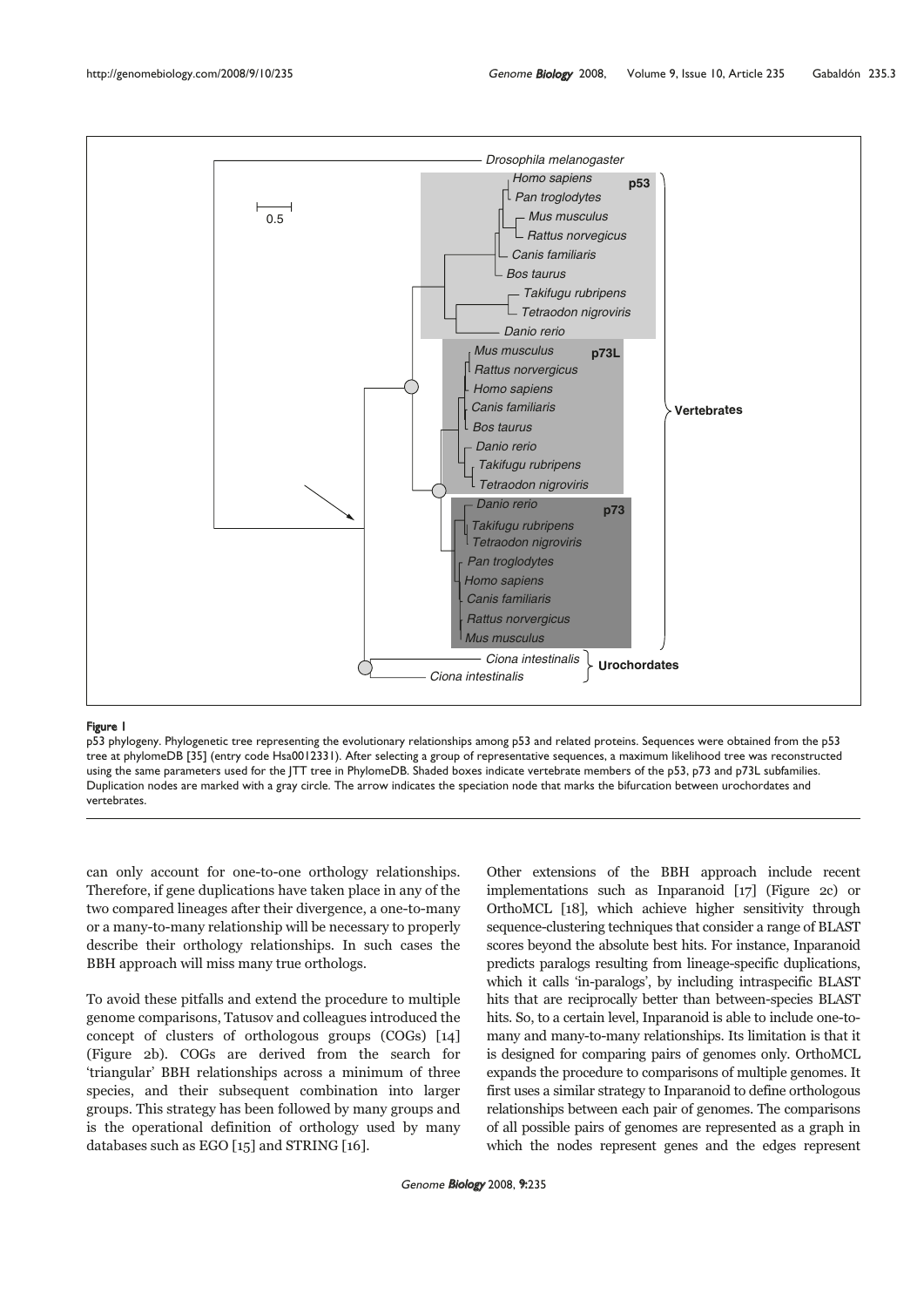**Figure 1**

p53 phylogeny. Phylogenetic tree representing the evolutionary relationships among p53 and related proteins. Sequences were obtained from the p53 tree at phylomeDB [35] (entry code Hsa0012331). After selecting a group of representative sequences, a maximum likelihood tree was reconstructed using the same parameters used for the JTT tree in PhylomeDB. Shaded boxes indicate vertebrate members of the p53, p73 and p73L subfamilies. Duplication nodes are marked with a gray circle. The arrow indicates the speciation node that marks the bifurcation between urochordates and vertebrates.

can only account for one-to-one orthology relationships. Therefore, if gene duplications have taken place in any of the two compared lineages after their divergence, a one-to-many or a many-to-many relationship will be necessary to properly describe their orthology relationships. In such cases the BBH approach will miss many true orthologs.

To avoid these pitfalls and extend the procedure to multiple genome comparisons, Tatusov and colleagues introduced the concept of clusters of orthologous groups (COGs) [14] (Figure 2b). COGs are derived from the search for 'triangular' BBH relationships across a minimum of three species, and their subsequent combination into larger groups. This strategy has been followed by many groups and is the operational definition of orthology used by many databases such as EGO [15] and STRING [16].

Other extensions of the BBH approach include recent implementations such as Inparanoid [17] (Figure 2c) or OrthoMCL [18], which achieve higher sensitivity through sequence-clustering techniques that consider a range of BLAST scores beyond the absolute best hits. For instance, Inparanoid predicts paralogs resulting from lineage-specific duplications, which it calls 'in-paralogs', by including intraspecific BLAST hits that are reciprocally better than between-species BLAST hits. So, to a certain level, Inparanoid is able to include one-to-many and many-to-many relationships. Its limitation is that it is designed for comparing pairs of genomes only. OrthoMCL expands the procedure to comparisons of multiple genomes. It first uses a similar strategy to Inparanoid to define orthologous relationships between each pair of genomes. The comparisons of all possible pairs of genomes are represented as a graph in which the nodes represent genes and the edges represent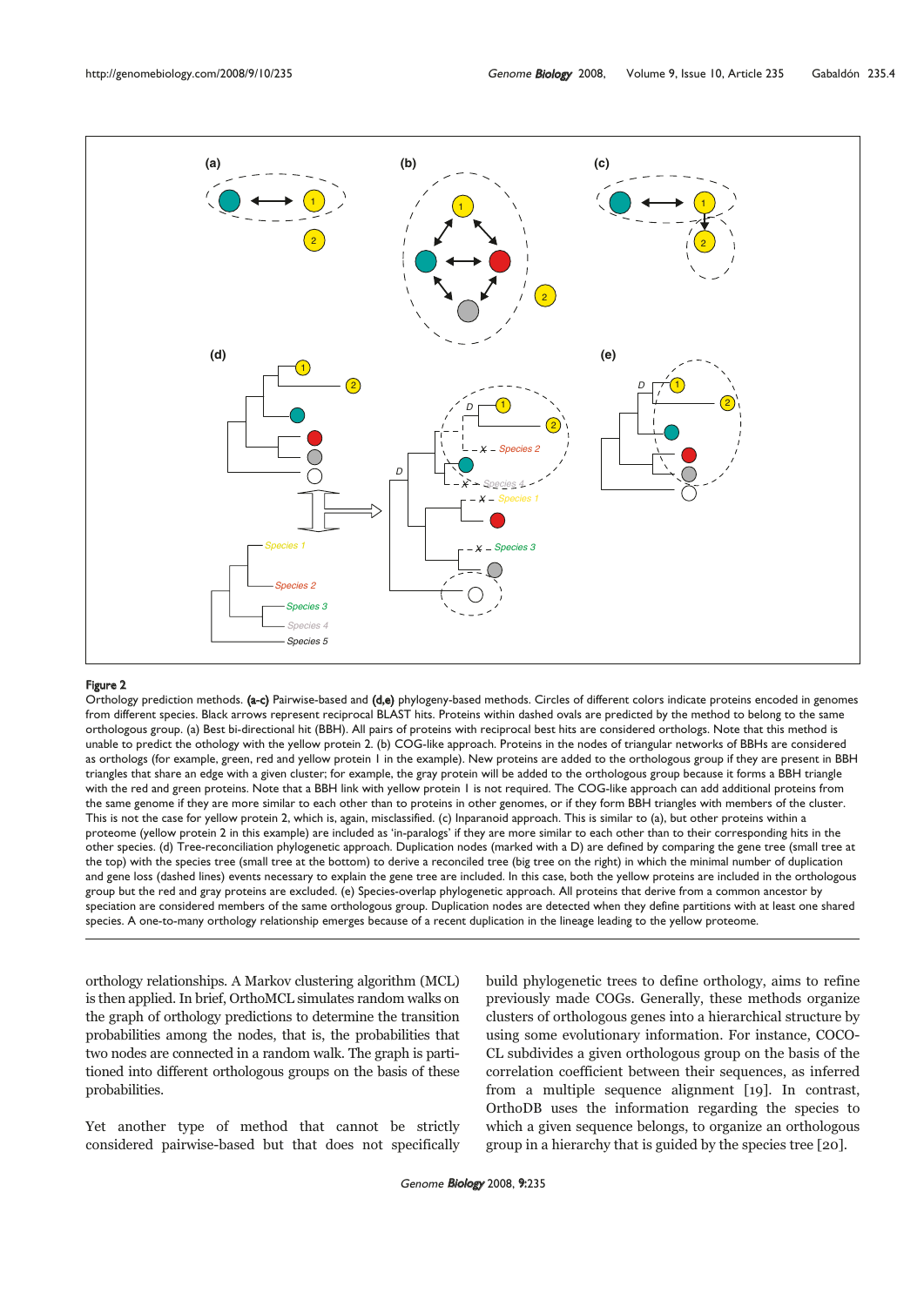(a)

1

2

(b)

1

2

(c)

1

2

(d)

1

2

D

1

2

X – Species 2

D

X – Species 4

X – Species 1

X – Species 3

Species 1

Species 2

Species 3

Species 4

Species 5

(e)

D

1

2

**Figure 2**

Orthology prediction methods. **(a-c)** Pairwise-based and **(d,e)** phylogeny-based methods. Circles of different colors indicate proteins encoded in genomes from different species. Black arrows represent reciprocal BLAST hits. Proteins within dashed ovals are predicted by the method to belong to the same orthologous group. (a) Best bi-directional hit (BBH). All pairs of proteins with reciprocal best hits are considered orthologs. Note that this method is unable to predict the othology with the yellow protein 2. (b) COG-like approach. Proteins in the nodes of triangular networks of BBHs are considered as orthologs (for example, green, red and yellow protein 1 in the example). New proteins are added to the orthologous group if they are present in BBH triangles that share an edge with a given cluster; for example, the gray protein will be added to the orthologous group because it forms a BBH triangle with the red and green proteins. Note that a BBH link with yellow protein 1 is not required. The COG-like approach can add additional proteins from the same genome if they are more similar to each other than to proteins in other genomes, or if they form BBH triangles with members of the cluster. This is not the case for yellow protein 2, which is, again, misclassified. (c) Inparanoid approach. This is similar to (a), but other proteins within a proteome (yellow protein 2 in this example) are included as 'in-paralogs' if they are more similar to each other than to their corresponding hits in the other species. (d) Tree-reconciliation phylogenetic approach. Duplication nodes (marked with a D) are defined by comparing the gene tree (small tree at the top) with the species tree (small tree at the bottom) to derive a reconciled tree (big tree on the right) in which the minimal number of duplication and gene loss (dashed lines) events necessary to explain the gene tree are included. In this case, both the yellow proteins are included in the orthologous group but the red and gray proteins are excluded. (e) Species-overlap phylogenetic approach. All proteins that derive from a common ancestor by speciation are considered members of the same orthologous group. Duplication nodes are detected when they define partitions with at least one shared species. A one-to-many orthology relationship emerges because of a recent duplication in the lineage leading to the yellow proteome.

orthology relationships. A Markov clustering algorithm (MCL) is then applied. In brief, OrthoMCL simulates random walks on the graph of orthology predictions to determine the transition probabilities among the nodes, that is, the probabilities that two nodes are connected in a random walk. The graph is partitioned into different orthologous groups on the basis of these probabilities.

Yet another type of method that cannot be strictly considered pairwise-based but that does not specifically build phylogenetic trees to define orthology, aims to refine previously made COGs. Generally, these methods organize clusters of orthologous genes into a hierarchical structure by using some evolutionary information. For instance, COCO-CL subdivides a given orthologous group on the basis of the correlation coefficient between their sequences, as inferred from a multiple sequence alignment [19]. In contrast, OrthoDB uses the information regarding the species to which a given sequence belongs, to organize an orthologous group in a hierarchy that is guided by the species tree [20].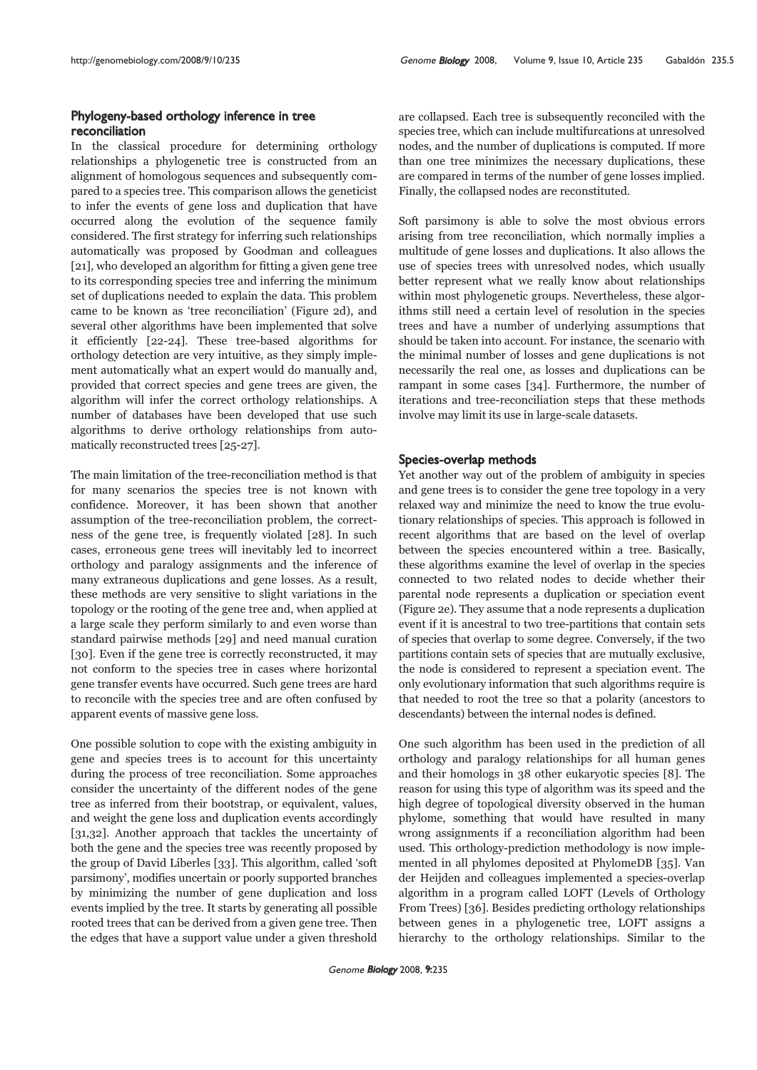## Phylogeny-based orthology inference in tree reconciliation

In the classical procedure for determining orthology relationships a phylogenetic tree is constructed from an alignment of homologous sequences and subsequently compared to a species tree. This comparison allows the geneticist to infer the events of gene loss and duplication that have occurred along the evolution of the sequence family considered. The first strategy for inferring such relationships automatically was proposed by Goodman and colleagues [21], who developed an algorithm for fitting a given gene tree to its corresponding species tree and inferring the minimum set of duplications needed to explain the data. This problem came to be known as 'tree reconciliation' (Figure 2d), and several other algorithms have been implemented that solve it efficiently [22-24]. These tree-based algorithms for orthology detection are very intuitive, as they simply implement automatically what an expert would do manually and, provided that correct species and gene trees are given, the algorithm will infer the correct orthology relationships. A number of databases have been developed that use such algorithms to derive orthology relationships from automatically reconstructed trees [25-27].

The main limitation of the tree-reconciliation method is that for many scenarios the species tree is not known with confidence. Moreover, it has been shown that another assumption of the tree-reconciliation problem, the correctness of the gene tree, is frequently violated [28]. In such cases, erroneous gene trees will inevitably led to incorrect orthology and paralogy assignments and the inference of many extraneous duplications and gene losses. As a result, these methods are very sensitive to slight variations in the topology or the rooting of the gene tree and, when applied at a large scale they perform similarly to and even worse than standard pairwise methods [29] and need manual curation [30]. Even if the gene tree is correctly reconstructed, it may not conform to the species tree in cases where horizontal gene transfer events have occurred. Such gene trees are hard to reconcile with the species tree and are often confused by apparent events of massive gene loss.

One possible solution to cope with the existing ambiguity in gene and species trees is to account for this uncertainty during the process of tree reconciliation. Some approaches consider the uncertainty of the different nodes of the gene tree as inferred from their bootstrap, or equivalent, values, and weight the gene loss and duplication events accordingly [31,32]. Another approach that tackles the uncertainty of both the gene and the species tree was recently proposed by the group of David Liberles [33]. This algorithm, called 'soft parsimony', modifies uncertain or poorly supported branches by minimizing the number of gene duplication and loss events implied by the tree. It starts by generating all possible rooted trees that can be derived from a given gene tree. Then the edges that have a support value under a given threshold are collapsed. Each tree is subsequently reconciled with the species tree, which can include multifurcations at unresolved nodes, and the number of duplications is computed. If more than one tree minimizes the necessary duplications, these are compared in terms of the number of gene losses implied. Finally, the collapsed nodes are reconstituted.

Soft parsimony is able to solve the most obvious errors arising from tree reconciliation, which normally implies a multitude of gene losses and duplications. It also allows the use of species trees with unresolved nodes, which usually better represent what we really know about relationships within most phylogenetic groups. Nevertheless, these algorithms still need a certain level of resolution in the species trees and have a number of underlying assumptions that should be taken into account. For instance, the scenario with the minimal number of losses and gene duplications is not necessarily the real one, as losses and duplications can be rampant in some cases [34]. Furthermore, the number of iterations and tree-reconciliation steps that these methods involve may limit its use in large-scale datasets.

## Species-overlap methods

Yet another way out of the problem of ambiguity in species and gene trees is to consider the gene tree topology in a very relaxed way and minimize the need to know the true evolutionary relationships of species. This approach is followed in recent algorithms that are based on the level of overlap between the species encountered within a tree. Basically, these algorithms examine the level of overlap in the species connected to two related nodes to decide whether their parental node represents a duplication or speciation event (Figure 2e). They assume that a node represents a duplication event if it is ancestral to two tree-partitions that contain sets of species that overlap to some degree. Conversely, if the two partitions contain sets of species that are mutually exclusive, the node is considered to represent a speciation event. The only evolutionary information that such algorithms require is that needed to root the tree so that a polarity (ancestors to descendants) between the internal nodes is defined.

One such algorithm has been used in the prediction of all orthology and paralogy relationships for all human genes and their homologs in 38 other eukaryotic species [8]. The reason for using this type of algorithm was its speed and the high degree of topological diversity observed in the human phylome, something that would have resulted in many wrong assignments if a reconciliation algorithm had been used. This orthology-prediction methodology is now implemented in all phylomes deposited at PhylomeDB [35]. Van der Heijden and colleagues implemented a species-overlap algorithm in a program called LOFT (Levels of Orthology From Trees) [36]. Besides predicting orthology relationships between genes in a phylogenetic tree, LOFT assigns a hierarchy to the orthology relationships. Similar to the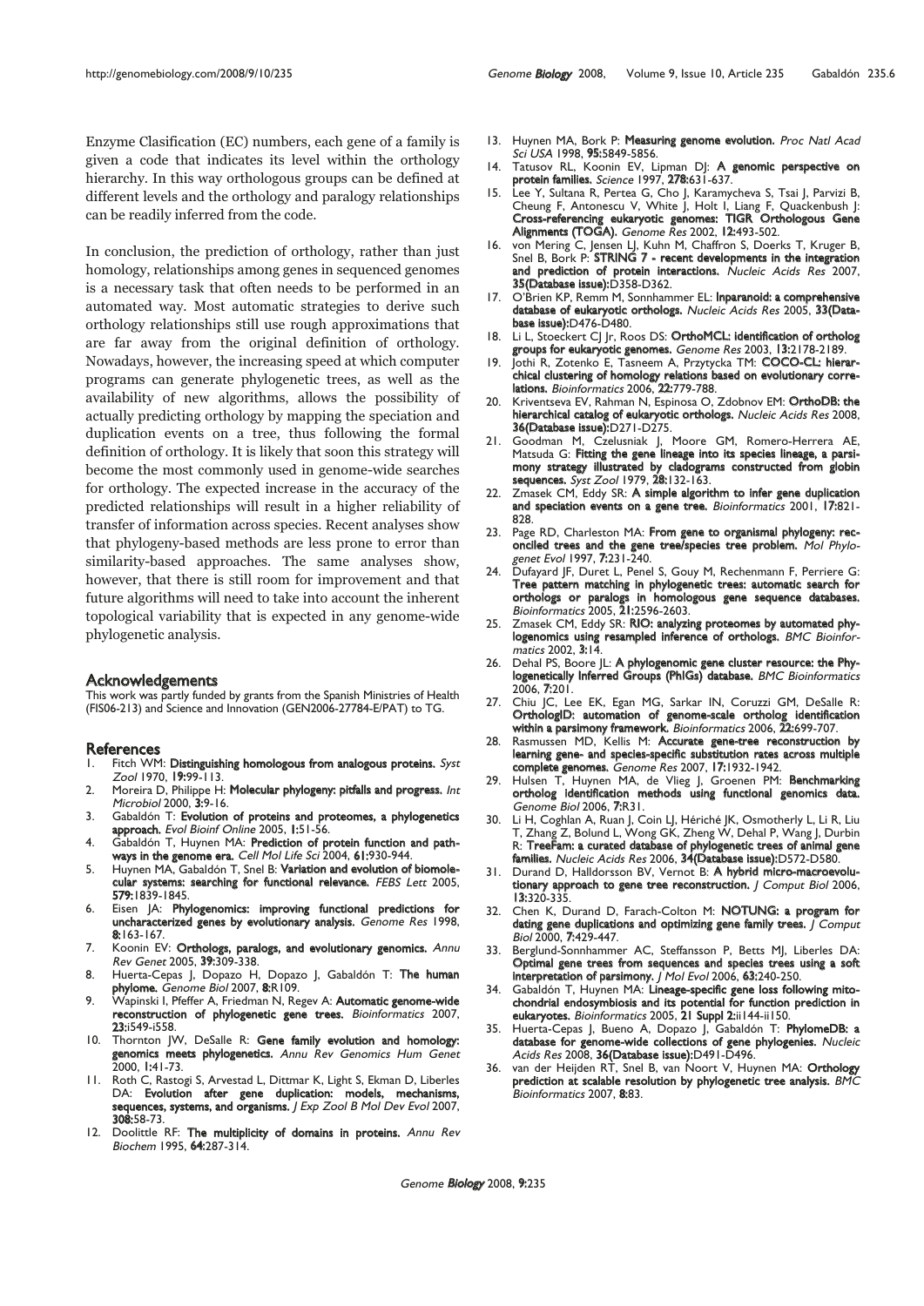Enzyme Clasification (EC) numbers, each gene of a family is given a code that indicates its level within the orthology hierarchy. In this way orthologous groups can be defined at different levels and the orthology and paralogy relationships can be readily inferred from the code.

In conclusion, the prediction of orthology, rather than just homology, relationships among genes in sequenced genomes is a necessary task that often needs to be performed in an automated way. Most automatic strategies to derive such orthology relationships still use rough approximations that are far away from the original definition of orthology. Nowadays, however, the increasing speed at which computer programs can generate phylogenetic trees, as well as the availability of new algorithms, allows the possibility of actually predicting orthology by mapping the speciation and duplication events on a tree, thus following the formal definition of orthology. It is likely that soon this strategy will become the most commonly used in genome-wide searches for orthology. The expected increase in the accuracy of the predicted relationships will result in a higher reliability of transfer of information across species. Recent analyses show that phylogeny-based methods are less prone to error than similarity-based approaches. The same analyses show, however, that there is still room for improvement and that future algorithms will need to take into account the inherent topological variability that is expected in any genome-wide phylogenetic analysis.

## Acknowledgements

This work was partly funded by grants from the Spanish Ministries of Health (FIS06-213) and Science and Innovation (GEN2006-27784-E/PAT) to TG.

## References

1. Fitch WM: **Distinguishing homologous from analogous proteins.** *Syst Zool* 1970, **19:**99-113.
2. Moreira D, Philippe H: **Molecular phylogeny: pitfalls and progress.** *Int Microbiol* 2000, **3:**9-16.
3. Gabaldón T: **Evolution of proteins and proteomes, a phylogenetics approach.** *Evol Bioinf Online* 2005, **1:**51-56.
4. Gabaldón T, Huynen MA: **Prediction of protein function and pathways in the genome era.** *Cell Mol Life Sci* 2004, **61:**930-944.
5. Huynen MA, Gabaldón T, Snel B: **Variation and evolution of biomolecular systems: searching for functional relevance.** *FEBS Lett* 2005, **579:**1839-1845.
6. Eisen JA: **Phylogenomics: improving functional predictions for uncharacterized genes by evolutionary analysis.** *Genome Res* 1998, **8:**163-167.
7. Koonin EV: **Orthologs, paralogs, and evolutionary genomics.** *Annu Rev Genet* 2005, **39:**309-338.
8. Huerta-Cepas J, Dopazo H, Dopazo J, Gabaldón T: **The human phylome.** *Genome Biol* 2007, **8:**R109.
9. Wapinski I, Pfeffer A, Friedman N, Regev A: **Automatic genome-wide reconstruction of phylogenetic gene trees.** *Bioinformatics* 2007, **23:**i549-i558.
10. Thornton JW, DeSalle R: **Gene family evolution and homology: genomics meets phylogenetics.** *Annu Rev Genomics Hum Genet* 2000, **1:**41-73.
11. Roth C, Rastogi S, Arvestad L, Dittmar K, Light S, Ekman D, Liberles DA: **Evolution after gene duplication: models, mechanisms, sequences, systems, and organisms.** *J Exp Zool B Mol Dev Evol* 2007, **308:**58-73.
12. Doolittle RF: **The multiplicity of domains in proteins.** *Annu Rev Biochem* 1995, **64:**287-314.
13. Huynen MA, Bork P: **Measuring genome evolution.** *Proc Natl Acad Sci USA* 1998, **95:**5849-5856.
14. Tatusov RL, Koonin EV, Lipman DJ: **A genomic perspective on protein families.** *Science* 1997, **278:**631-637.
15. Lee Y, Sultana R, Pertea G, Cho J, Karamycheva S, Tsai J, Parvizi B, Cheung F, Antonescu V, White J, Holt I, Liang F, Quackenbush J: **Cross-referencing eukaryotic genomes: TIGR Orthologous Gene Alignments (TOGA).** *Genome Res* 2002, **12:**493-502.
16. von Mering C, Jensen LJ, Kuhn M, Chaffron S, Doerks T, Kruger B, Snel B, Bork P: **STRING 7 - recent developments in the integration and prediction of protein interactions.** *Nucleic Acids Res* 2007, **35(Database issue):**D358-D362.
17. O'Brien KP, Remm M, Sonnhammer EL: **Inparanoid: a comprehensive database of eukaryotic orthologs.** *Nucleic Acids Res* 2005, **33(Database issue):**D476-D480.
18. Li L, Stoeckert CJ Jr, Roos DS: **OrthoMCL: identification of ortholog groups for eukaryotic genomes.** *Genome Res* 2003, **13:**2178-2189.
19. Jothi R, Zotenko E, Tasneem A, Przytycka TM: **COCO-CL: hierarchical clustering of homology relations based on evolutionary correlations.** *Bioinformatics* 2006, **22:**779-788.
20. Kriventseva EV, Rahman N, Espinosa O, Zdobnov EM: **OrthoDB: the hierarchical catalog of eukaryotic orthologs.** *Nucleic Acids Res* 2008, **36(Database issue):**D271-D275.
21. Goodman M, Czelusniak J, Moore GM, Romero-Herrera AE, Matsuda G: **Fitting the gene lineage into its species lineage, a parsimony strategy illustrated by cladograms constructed from globin sequences.** *Syst Zool* 1979, **28:**132-163.
22. Zmasek CM, Eddy SR: **A simple algorithm to infer gene duplication and speciation events on a gene tree.** *Bioinformatics* 2001, **17:**821-828.
23. Page RD, Charleston MA: **From gene to organismal phylogeny: reconciled trees and the gene tree/species tree problem.** *Mol Phylogenet Evol* 1997, **7:**231-240.
24. Dufayard JF, Duret L, Penel S, Gouy M, Rechenmann F, Perriere G: **Tree pattern matching in phylogenetic trees: automatic search for orthologs or paralogs in homologous gene sequence databases.** *Bioinformatics* 2005, **21:**2596-2603.
25. Zmasek CM, Eddy SR: **RIO: analyzing proteomes by automated phylogenomics using resampled inference of orthologs.** *BMC Bioinformatics* 2002, **3:**14.
26. Dehal PS, Boore JL: **A phylogenomic gene cluster resource: the Phylogenetically Inferred Groups (PhIGs) database.** *BMC Bioinformatics* 2006, **7:**201.
27. Chiu JC, Lee EK, Egan MG, Sarkar IN, Coruzzi GM, DeSalle R: **OrthologID: automation of genome-scale ortholog identification within a parsimony framework.** *Bioinformatics* 2006, **22:**699-707.
28. Rasmussen MD, Kellis M: **Accurate gene-tree reconstruction by learning gene- and species-specific substitution rates across multiple complete genomes.** *Genome Res* 2007, **17:**1932-1942.
29. Hulsen T, Huynen MA, de Vlieg J, Groenen PM: **Benchmarking ortholog identification methods using functional genomics data.** *Genome Biol* 2006, **7:**R31.
30. Li H, Coghlan A, Ruan J, Coin LJ, Hériché JK, Osmotherly L, Li R, Liu T, Zhang Z, Bolund L, Wong GK, Zheng W, Dehal P, Wang J, Durbin R: **TreeFam: a curated database of phylogenetic trees of animal gene families.** *Nucleic Acids Res* 2006, **34(Database issue):**D572-D580.
31. Durand D, Halldorsson BV, Vernot B: **A hybrid micro-macroevolutionary approach to gene tree reconstruction.** *J Comput Biol* 2006, **13:**320-335.
32. Chen K, Durand D, Farach-Colton M: **NOTUNG: a program for dating gene duplications and optimizing gene family trees.** *J Comput Biol* 2000, **7:**429-447.
33. Berglund-Sonnhammer AC, Steffansson P, Betts MJ, Liberles DA: **Optimal gene trees from sequences and species trees using a soft interpretation of parsimony.** *J Mol Evol* 2006, **63:**240-250.
34. Gabaldón T, Huynen MA: **Lineage-specific gene loss following mitochondrial endosymbiosis and its potential for function prediction in eukaryotes.** *Bioinformatics* 2005, **21 Suppl 2:**ii144-ii150.
35. Huerta-Cepas J, Bueno A, Dopazo J, Gabaldón T: **PhylomeDB: a database for genome-wide collections of gene phylogenies.** *Nucleic Acids Res* 2008, **36(Database issue):**D491-D496.
36. van der Heijden RT, Snel B, van Noort V, Huynen MA: **Orthology prediction at scalable resolution by phylogenetic tree analysis.** *BMC Bioinformatics* 2007, **8:**83.